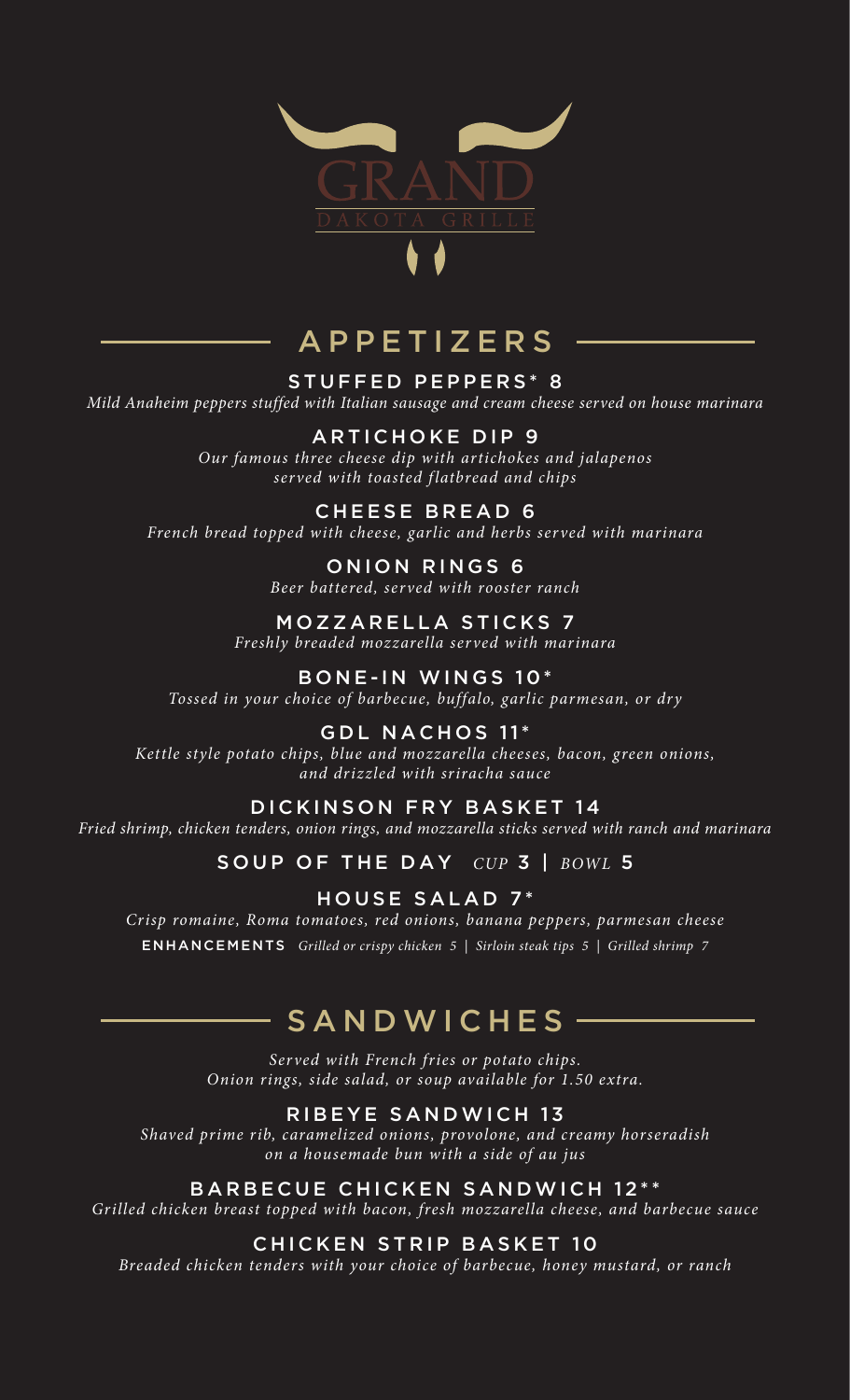# GRAND

DAKOTA GRILLE

## APPETIZERS

### STUFFED PEPPERS* 8

*Mild Anaheim peppers stuffed with Italian sausage and cream cheese served on house marinara*

### ARTICHOKE DIP 9

*Our famous three cheese dip with artichokes and jalapenos served with toasted flatbread and chips*

### CHEESE BREAD 6

*French bread topped with cheese, garlic and herbs served with marinara*

### ONION RINGS 6

*Beer battered, served with rooster ranch*

### MOZZARELLA STICKS 7

*Freshly breaded mozzarella served with marinara*

### BONE-IN WINGS 10*

*Tossed in your choice of barbecue, buffalo, garlic parmesan, or dry*

### GDL NACHOS 11*

*Kettle style potato chips, blue and mozzarella cheeses, bacon, green onions, and drizzled with sriracha sauce*

### DICKINSON FRY BASKET 14

*Fried shrimp, chicken tenders, onion rings, and mozzarella sticks served with ranch and marinara*

### SOUP OF THE DAY *CUP* 3 | *BOWL* 5

### HOUSE SALAD 7*

*Crisp romaine, Roma tomatoes, red onions, banana peppers, parmesan cheese*

**ENHANCEMENTS** *Grilled or crispy chicken 5 | Sirloin steak tips 5 | Grilled shrimp 7*

## SANDWICHES

*Served with French fries or potato chips.*
*Onion rings, side salad, or soup available for 1.50 extra.*

### RIBEYE SANDWICH 13

*Shaved prime rib, caramelized onions, provolone, and creamy horseradish on a housemade bun with a side of au jus*

### BARBECUE CHICKEN SANDWICH 12**

*Grilled chicken breast topped with bacon, fresh mozzarella cheese, and barbecue sauce*

### CHICKEN STRIP BASKET 10

*Breaded chicken tenders with your choice of barbecue, honey mustard, or ranch*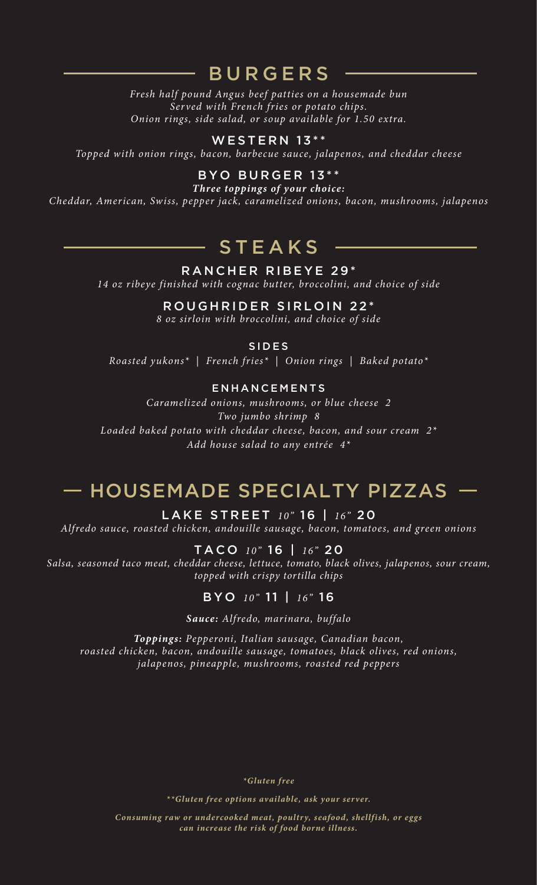## BURGERS

*Fresh half pound Angus beef patties on a housemade bun*
*Served with French fries or potato chips.*
*Onion rings, side salad, or soup available for 1.50 extra.*

### WESTERN 13**

*Topped with onion rings, bacon, barbecue sauce, jalapenos, and cheddar cheese*

### BYO BURGER 13**

***Three toppings of your choice:***
*Cheddar, American, Swiss, pepper jack, caramelized onions, bacon, mushrooms, jalapenos*

## STEAKS

### RANCHER RIBEYE 29*

*14 oz ribeye finished with cognac butter, broccolini, and choice of side*

### ROUGHRIDER SIRLOIN 22*

*8 oz sirloin with broccolini, and choice of side*

### SIDES

*Roasted yukons* | French fries* | Onion rings | Baked potato**

### ENHANCEMENTS

*Caramelized onions, mushrooms, or blue cheese 2*
*Two jumbo shrimp 8*
*Loaded baked potato with cheddar cheese, bacon, and sour cream 2**
*Add house salad to any entrée 4**

## HOUSEMADE SPECIALTY PIZZAS

### LAKE STREET *10"* 16 | *16"* 20

*Alfredo sauce, roasted chicken, andouille sausage, bacon, tomatoes, and green onions*

### TACO *10"* 16 | *16"* 20

*Salsa, seasoned taco meat, cheddar cheese, lettuce, tomato, black olives, jalapenos, sour cream, topped with crispy tortilla chips*

### BYO *10"* 11 | *16"* 16

***Sauce:*** *Alfredo, marinara, buffalo*

***Toppings:*** *Pepperoni, Italian sausage, Canadian bacon, roasted chicken, bacon, andouille sausage, tomatoes, black olives, red onions, jalapenos, pineapple, mushrooms, roasted red peppers*

**\*Gluten free*

***\*\*Gluten free options available, ask your server.***

***Consuming raw or undercooked meat, poultry, seafood, shellfish, or eggs can increase the risk of food borne illness.***